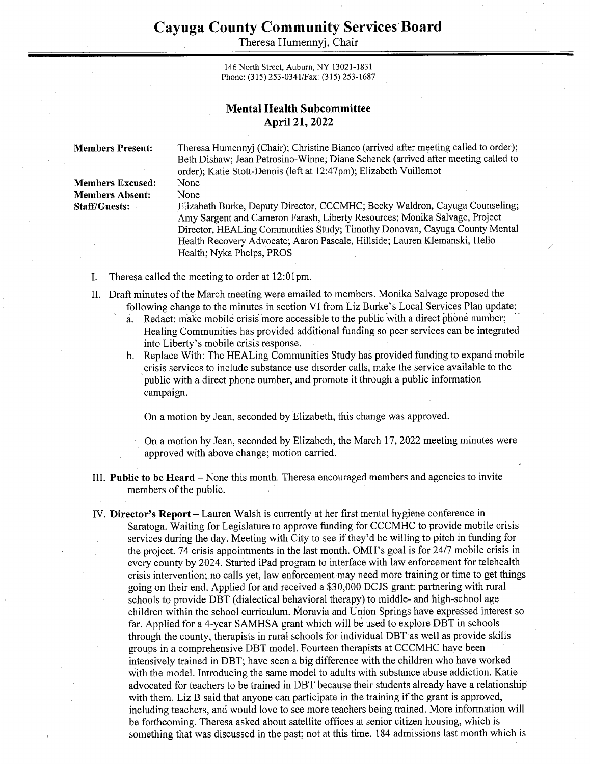# Cayuga County Community Services Board

Theresa Humennyj, Chair

146 North Street, Auburn, NY 13021-1831
Phone: (315) 253-0341/Fax: (315) 253-1687

## Mental Health Subcommittee
## April 21, 2022

**Members Present:** Theresa Humennyj (Chair); Christine Bianco (arrived after meeting called to order); Beth Dishaw; Jean Petrosino-Winne; Diane Schenck (arrived after meeting called to order); Katie Stott-Dennis (left at 12:47pm); Elizabeth Vuillemot

**Members Excused:** None

**Members Absent:** None

**Staff/Guests:** Elizabeth Burke, Deputy Director, CCCMHC; Becky Waldron, Cayuga Counseling; Amy Sargent and Cameron Farash, Liberty Resources; Monika Salvage, Project Director, HEALing Communities Study; Timothy Donovan, Cayuga County Mental Health Recovery Advocate; Aaron Pascale, Hillside; Lauren Klemanski, Helio Health; Nyka Phelps, PROS

I. Theresa called the meeting to order at 12:01pm.

II. Draft minutes of the March meeting were emailed to members. Monika Salvage proposed the following change to the minutes in section VI from Liz Burke's Local Services Plan update:

   a. Redact: make mobile crisis more accessible to the public with a direct phone number; Healing Communities has provided additional funding so peer services can be integrated into Liberty's mobile crisis response.

   b. Replace With: The HEALing Communities Study has provided funding to expand mobile crisis services to include substance use disorder calls, make the service available to the public with a direct phone number, and promote it through a public information campaign.

   On a motion by Jean, seconded by Elizabeth, this change was approved.

   On a motion by Jean, seconded by Elizabeth, the March 17, 2022 meeting minutes were approved with above change; motion carried.

III. **Public to be Heard** – None this month. Theresa encouraged members and agencies to invite members of the public.

IV. **Director's Report** – Lauren Walsh is currently at her first mental hygiene conference in Saratoga. Waiting for Legislature to approve funding for CCCMHC to provide mobile crisis services during the day. Meeting with City to see if they'd be willing to pitch in funding for the project. 74 crisis appointments in the last month. OMH's goal is for 24/7 mobile crisis in every county by 2024. Started iPad program to interface with law enforcement for telehealth crisis intervention; no calls yet, law enforcement may need more training or time to get things going on their end. Applied for and received a $30,000 DCJS grant: partnering with rural schools to provide DBT (dialectical behavioral therapy) to middle- and high-school age children within the school curriculum. Moravia and Union Springs have expressed interest so far. Applied for a 4-year SAMHSA grant which will be used to explore DBT in schools through the county, therapists in rural schools for individual DBT as well as provide skills groups in a comprehensive DBT model. Fourteen therapists at CCCMHC have been intensively trained in DBT; have seen a big difference with the children who have worked with the model. Introducing the same model to adults with substance abuse addiction. Katie advocated for teachers to be trained in DBT because their students already have a relationship with them. Liz B said that anyone can participate in the training if the grant is approved, including teachers, and would love to see more teachers being trained. More information will be forthcoming. Theresa asked about satellite offices at senior citizen housing, which is something that was discussed in the past; not at this time. 184 admissions last month which is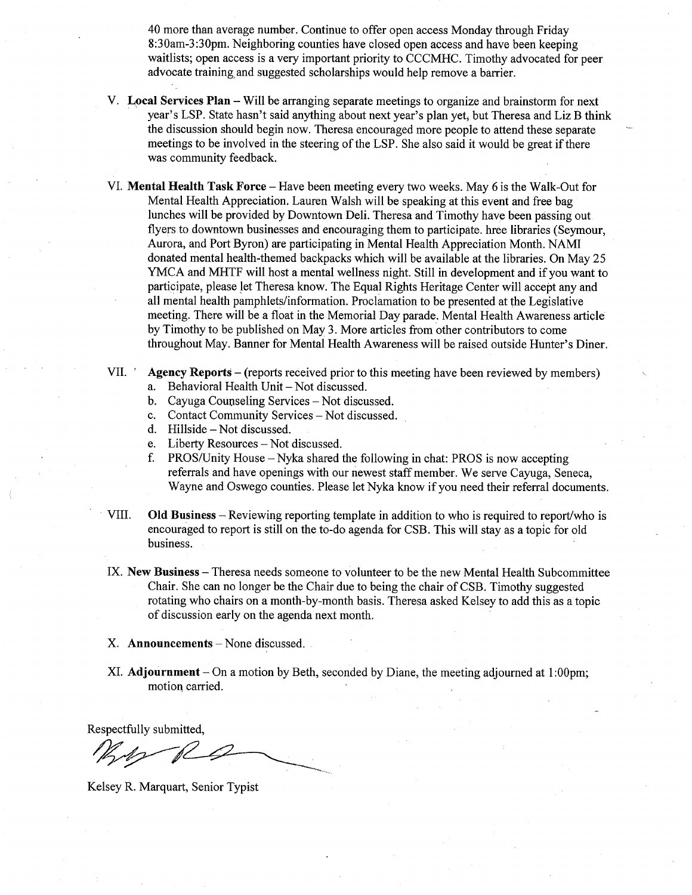40 more than average number. Continue to offer open access Monday through Friday 8:30am-3:30pm. Neighboring counties have closed open access and have been keeping waitlists; open access is a very important priority to CCCMHC. Timothy advocated for peer advocate training and suggested scholarships would help remove a barrier.

V. **Local Services Plan** – Will be arranging separate meetings to organize and brainstorm for next year's LSP. State hasn't said anything about next year's plan yet, but Theresa and Liz B think the discussion should begin now. Theresa encouraged more people to attend these separate meetings to be involved in the steering of the LSP. She also said it would be great if there was community feedback.

VI. **Mental Health Task Force** – Have been meeting every two weeks. May 6 is the Walk-Out for Mental Health Appreciation. Lauren Walsh will be speaking at this event and free bag lunches will be provided by Downtown Deli. Theresa and Timothy have been passing out flyers to downtown businesses and encouraging them to participate. hree libraries (Seymour, Aurora, and Port Byron) are participating in Mental Health Appreciation Month. NAMI donated mental health-themed backpacks which will be available at the libraries. On May 25 YMCA and MHTF will host a mental wellness night. Still in development and if you want to participate, please let Theresa know. The Equal Rights Heritage Center will accept any and all mental health pamphlets/information. Proclamation to be presented at the Legislative meeting. There will be a float in the Memorial Day parade. Mental Health Awareness article by Timothy to be published on May 3. More articles from other contributors to come throughout May. Banner for Mental Health Awareness will be raised outside Hunter's Diner.

VII. **Agency Reports** – (reports received prior to this meeting have been reviewed by members)
  a. Behavioral Health Unit – Not discussed.
  b. Cayuga Counseling Services – Not discussed.
  c. Contact Community Services – Not discussed.
  d. Hillside – Not discussed.
  e. Liberty Resources – Not discussed.
  f. PROS/Unity House – Nyka shared the following in chat: PROS is now accepting referrals and have openings with our newest staff member. We serve Cayuga, Seneca, Wayne and Oswego counties. Please let Nyka know if you need their referral documents.

VIII. **Old Business** – Reviewing reporting template in addition to who is required to report/who is encouraged to report is still on the to-do agenda for CSB. This will stay as a topic for old business.

IX. **New Business** – Theresa needs someone to volunteer to be the new Mental Health Subcommittee Chair. She can no longer be the Chair due to being the chair of CSB. Timothy suggested rotating who chairs on a month-by-month basis. Theresa asked Kelsey to add this as a topic of discussion early on the agenda next month.

X. **Announcements** – None discussed.

XI. **Adjournment** – On a motion by Beth, seconded by Diane, the meeting adjourned at 1:00pm; motion carried.

Respectfully submitted,

Kelsey R. Marquart, Senior Typist